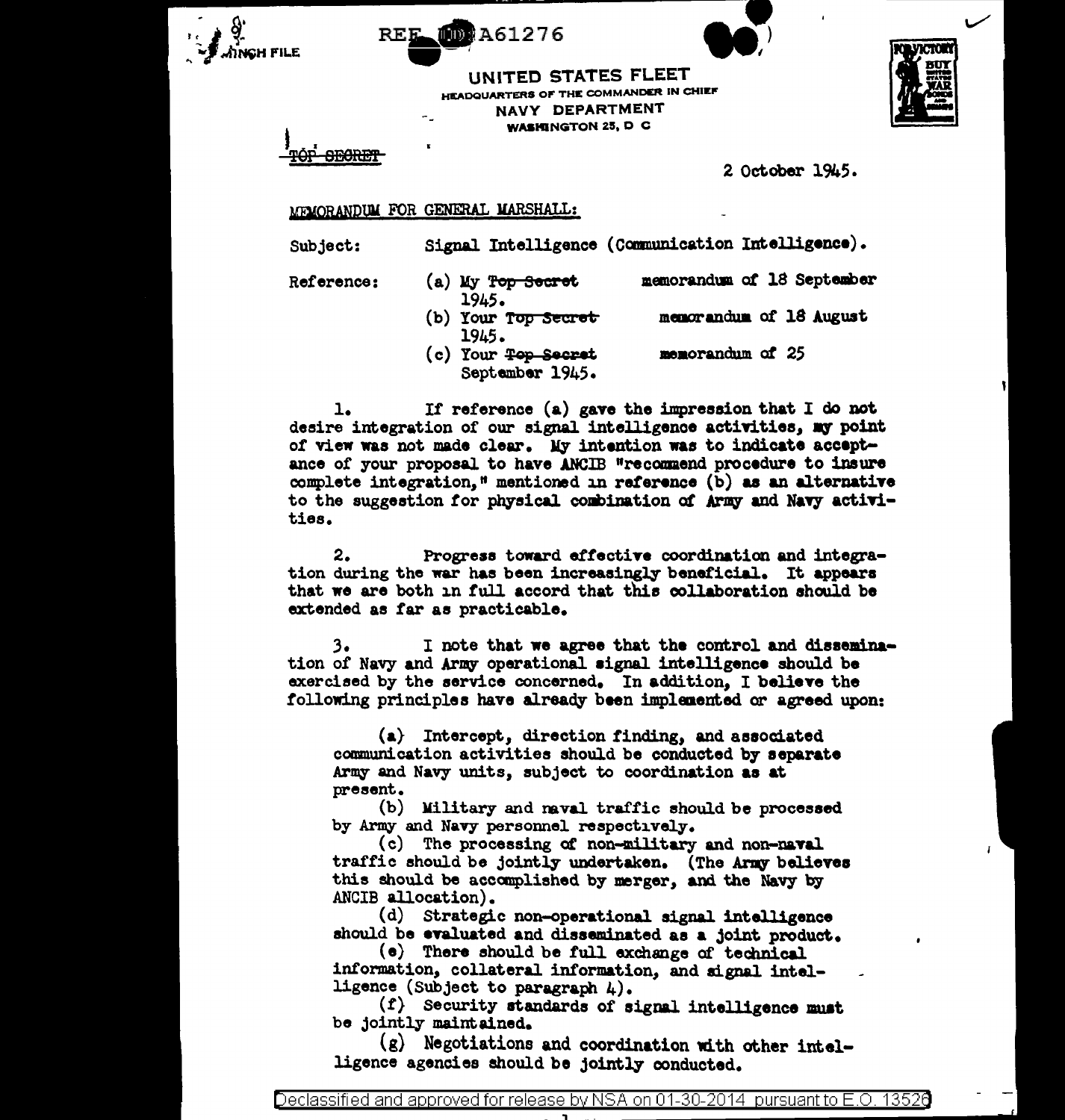REF ID:A61276

UNITED STATES FLEET
HEADQUARTERS OF THE COMMANDER IN CHIEF
NAVY DEPARTMENT
WASHINGTON 25, D C

~~TOP SECRET~~

2 October 1945.

MEMORANDUM FOR GENERAL MARSHALL:

Subject: Signal Intelligence (Communication Intelligence).

Reference:
(a) My ~~Top Secret~~ memorandum of 18 September 1945.
(b) Your ~~Top Secret~~ memorandum of 18 August 1945.
(c) Your ~~Top Secret~~ memorandum of 25 September 1945.

1. If reference (a) gave the impression that I do not desire integration of our signal intelligence activities, my point of view was not made clear. My intention was to indicate acceptance of your proposal to have ANCIB "recommend procedure to insure complete integration," mentioned in reference (b) as an alternative to the suggestion for physical combination of Army and Navy activities.

2. Progress toward effective coordination and integration during the war has been increasingly beneficial. It appears that we are both in full accord that this collaboration should be extended as far as practicable.

3. I note that we agree that the control and dissemination of Navy and Army operational signal intelligence should be exercised by the service concerned. In addition, I believe the following principles have already been implemented or agreed upon:

(a) Intercept, direction finding, and associated communication activities should be conducted by separate Army and Navy units, subject to coordination as at present.
(b) Military and naval traffic should be processed by Army and Navy personnel respectively.
(c) The processing of non-military and non-naval traffic should be jointly undertaken. (The Army believes this should be accomplished by merger, and the Navy by ANCIB allocation).
(d) Strategic non-operational signal intelligence should be evaluated and disseminated as a joint product.
(e) There should be full exchange of technical information, collateral information, and signal intelligence (Subject to paragraph 4).
(f) Security standards of signal intelligence must be jointly maintained.
(g) Negotiations and coordination with other intelligence agencies should be jointly conducted.

Declassified and approved for release by NSA on 01-30-2014 pursuant to E.O. 13526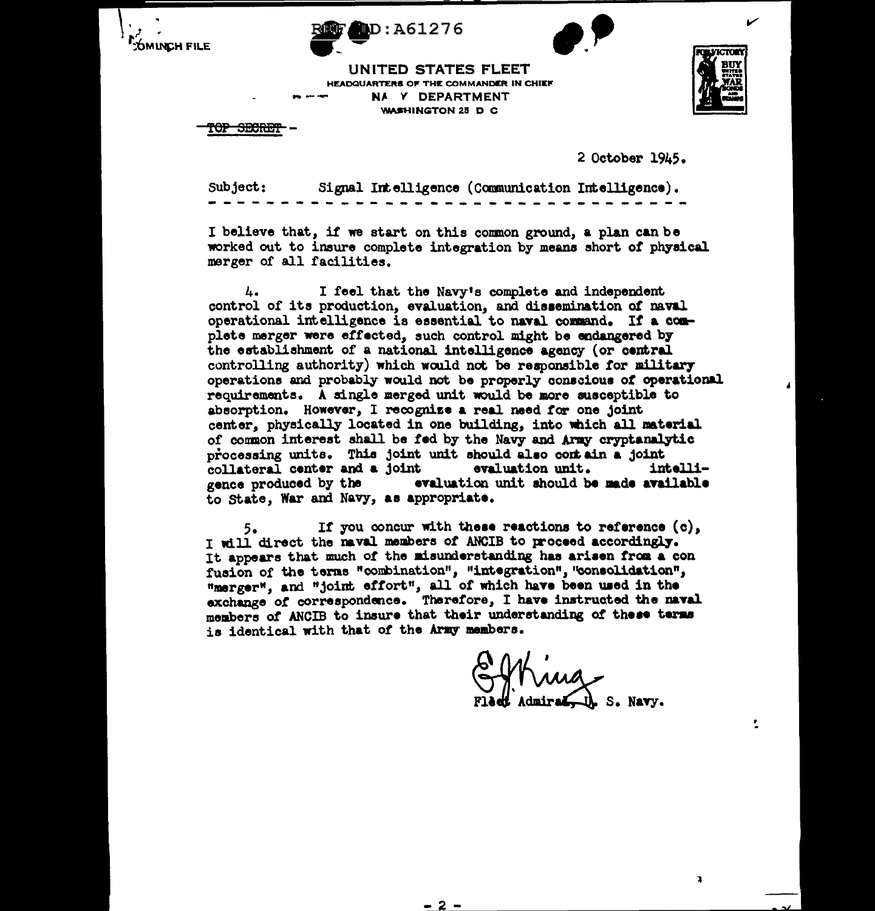COMINCH FILE

REF ID:A61276

UNITED STATES FLEET
HEADQUARTERS OF THE COMMANDER IN CHIEF
NAVY DEPARTMENT
WASHINGTON 25 D C

~~TOP SECRET~~ -

2 October 1945.

Subject: Signal Intelligence (Communication Intelligence).

I believe that, if we start on this common ground, a plan can be worked out to insure complete integration by means short of physical merger of all facilities.

4. I feel that the Navy's complete and independent control of its production, evaluation, and dissemination of naval operational intelligence is essential to naval command. If a complete merger were effected, such control might be endangered by the establishment of a national intelligence agency (or central controlling authority) which would not be responsible for military operations and probably would not be properly conscious of operational requirements. A single merged unit would be more susceptible to absorption. However, I recognize a real need for one joint center, physically located in one building, into which all material of common interest shall be fed by the Navy and Army cryptanalytic processing units. This joint unit should also contain a joint collateral center and a joint evaluation unit. intelligence produced by the evaluation unit should be made available to State, War and Navy, as appropriate.

5. If you concur with these reactions to reference (c), I will direct the naval members of ANCIB to proceed accordingly. It appears that much of the misunderstanding has arisen from a con fusion of the terms "combination", "integration", "consolidation", "merger", and "joint effort", all of which have been used in the exchange of correspondence. Therefore, I have instructed the naval members of ANCIB to insure that their understanding of these terms is identical with that of the Army members.

E. J. King
Fleet Admiral, U. S. Navy.